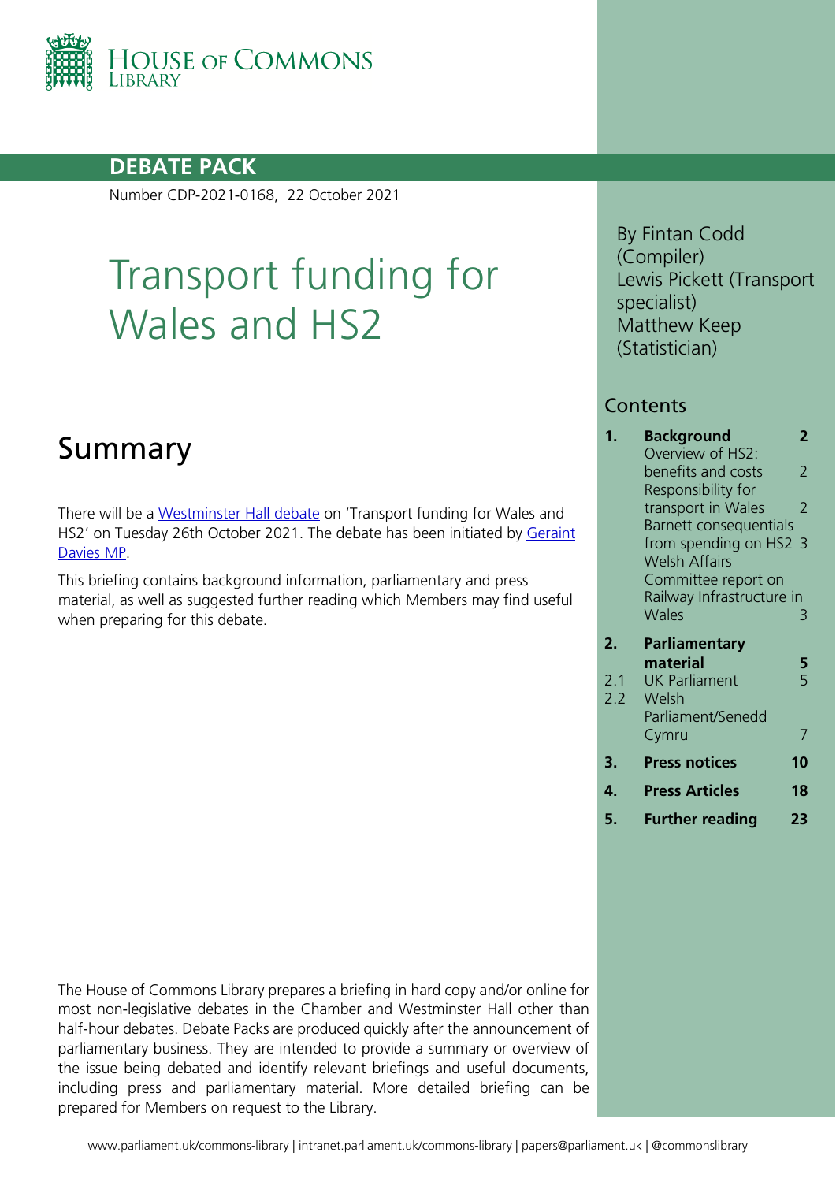House of Commons Library

**DEBATE PACK**

Number CDP-2021-0168, 22 October 2021

# Transport funding for Wales and HS2

By Fintan Codd (Compiler)
Lewis Pickett (Transport specialist)
Matthew Keep (Statistician)

## Contents

| | | |
|---|---|---|
| **1.** | **Background** | **2** |
| | Overview of HS2: benefits and costs | 2 |
| | Responsibility for transport in Wales | 2 |
| | Barnett consequentials from spending on HS2 | 3 |
| | Welsh Affairs Committee report on Railway Infrastructure in Wales | 3 |
| **2.** | **Parliamentary material** | **5** |
| 2.1 | UK Parliament | 5 |
| 2.2 | Welsh Parliament/Senedd Cymru | 7 |
| **3.** | **Press notices** | **10** |
| **4.** | **Press Articles** | **18** |
| **5.** | **Further reading** | **23** |

## Summary

There will be a Westminster Hall debate on 'Transport funding for Wales and HS2' on Tuesday 26th October 2021. The debate has been initiated by Geraint Davies MP.

This briefing contains background information, parliamentary and press material, as well as suggested further reading which Members may find useful when preparing for this debate.

The House of Commons Library prepares a briefing in hard copy and/or online for most non-legislative debates in the Chamber and Westminster Hall other than half-hour debates. Debate Packs are produced quickly after the announcement of parliamentary business. They are intended to provide a summary or overview of the issue being debated and identify relevant briefings and useful documents, including press and parliamentary material. More detailed briefing can be prepared for Members on request to the Library.

www.parliament.uk/commons-library | intranet.parliament.uk/commons-library | papers@parliament.uk | @commonslibrary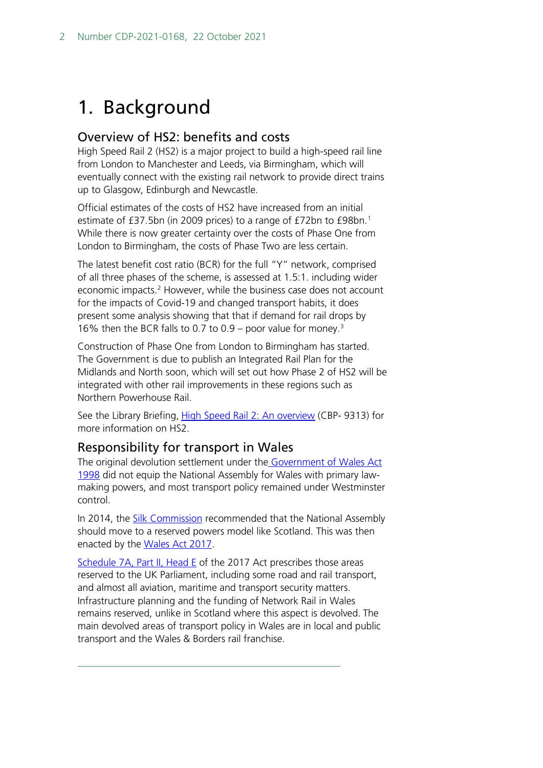# 1. Background

## Overview of HS2: benefits and costs

High Speed Rail 2 (HS2) is a major project to build a high-speed rail line from London to Manchester and Leeds, via Birmingham, which will eventually connect with the existing rail network to provide direct trains up to Glasgow, Edinburgh and Newcastle.

Official estimates of the costs of HS2 have increased from an initial estimate of £37.5bn (in 2009 prices) to a range of £72bn to £98bn.[1] While there is now greater certainty over the costs of Phase One from London to Birmingham, the costs of Phase Two are less certain.

The latest benefit cost ratio (BCR) for the full "Y" network, comprised of all three phases of the scheme, is assessed at 1.5:1. including wider economic impacts.[2] However, while the business case does not account for the impacts of Covid-19 and changed transport habits, it does present some analysis showing that that if demand for rail drops by 16% then the BCR falls to 0.7 to 0.9 – poor value for money.[3]

Construction of Phase One from London to Birmingham has started. The Government is due to publish an Integrated Rail Plan for the Midlands and North soon, which will set out how Phase 2 of HS2 will be integrated with other rail improvements in these regions such as Northern Powerhouse Rail.

See the Library Briefing, [High Speed Rail 2: An overview](#) (CBP- 9313) for more information on HS2.

## Responsibility for transport in Wales

The original devolution settlement under the [Government of Wales Act 1998](#) did not equip the National Assembly for Wales with primary law-making powers, and most transport policy remained under Westminster control.

In 2014, the [Silk Commission](#) recommended that the National Assembly should move to a reserved powers model like Scotland. This was then enacted by the [Wales Act 2017](#).

[Schedule 7A, Part II, Head E](#) of the 2017 Act prescribes those areas reserved to the UK Parliament, including some road and rail transport, and almost all aviation, maritime and transport security matters. Infrastructure planning and the funding of Network Rail in Wales remains reserved, unlike in Scotland where this aspect is devolved. The main devolved areas of transport policy in Wales are in local and public transport and the Wales & Borders rail franchise.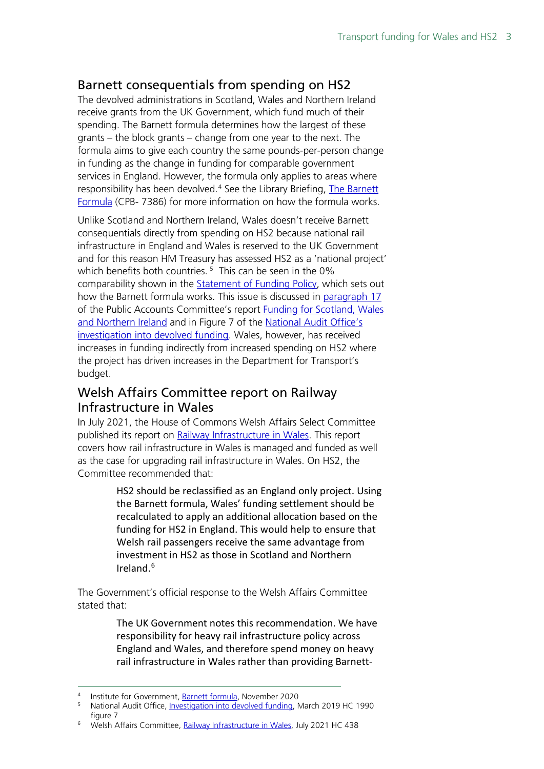## Barnett consequentials from spending on HS2

The devolved administrations in Scotland, Wales and Northern Ireland receive grants from the UK Government, which fund much of their spending. The Barnett formula determines how the largest of these grants – the block grants – change from one year to the next. The formula aims to give each country the same pounds-per-person change in funding as the change in funding for comparable government services in England. However, the formula only applies to areas where responsibility has been devolved.[4] See the Library Briefing, The Barnett Formula (CPB- 7386) for more information on how the formula works.

Unlike Scotland and Northern Ireland, Wales doesn't receive Barnett consequentials directly from spending on HS2 because national rail infrastructure in England and Wales is reserved to the UK Government and for this reason HM Treasury has assessed HS2 as a 'national project' which benefits both countries.[5] This can be seen in the 0% comparability shown in the Statement of Funding Policy, which sets out how the Barnett formula works. This issue is discussed in paragraph 17 of the Public Accounts Committee's report Funding for Scotland, Wales and Northern Ireland and in Figure 7 of the National Audit Office's investigation into devolved funding. Wales, however, has received increases in funding indirectly from increased spending on HS2 where the project has driven increases in the Department for Transport's budget.

## Welsh Affairs Committee report on Railway Infrastructure in Wales

In July 2021, the House of Commons Welsh Affairs Select Committee published its report on Railway Infrastructure in Wales. This report covers how rail infrastructure in Wales is managed and funded as well as the case for upgrading rail infrastructure in Wales. On HS2, the Committee recommended that:

> HS2 should be reclassified as an England only project. Using the Barnett formula, Wales' funding settlement should be recalculated to apply an additional allocation based on the funding for HS2 in England. This would help to ensure that Welsh rail passengers receive the same advantage from investment in HS2 as those in Scotland and Northern Ireland.[6]

The Government's official response to the Welsh Affairs Committee stated that:

> The UK Government notes this recommendation. We have responsibility for heavy rail infrastructure policy across England and Wales, and therefore spend money on heavy rail infrastructure in Wales rather than providing Barnett-

---

[4] Institute for Government, Barnett formula, November 2020

[5] National Audit Office, Investigation into devolved funding, March 2019 HC 1990 figure 7

[6] Welsh Affairs Committee, Railway Infrastructure in Wales, July 2021 HC 438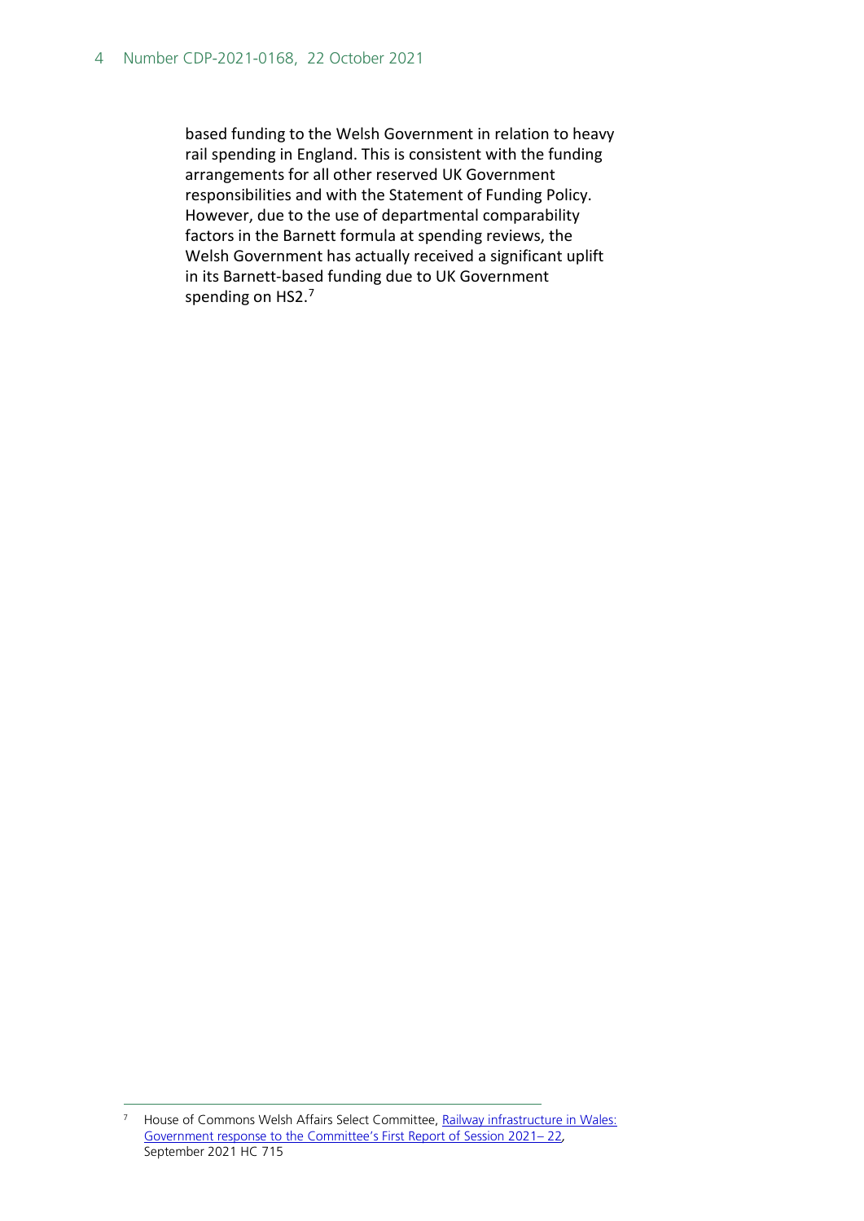based funding to the Welsh Government in relation to heavy rail spending in England. This is consistent with the funding arrangements for all other reserved UK Government responsibilities and with the Statement of Funding Policy. However, due to the use of departmental comparability factors in the Barnett formula at spending reviews, the Welsh Government has actually received a significant uplift in its Barnett-based funding due to UK Government spending on HS2.[7]

---

[7] House of Commons Welsh Affairs Select Committee, [Railway infrastructure in Wales: Government response to the Committee's First Report of Session 2021– 22](), September 2021 HC 715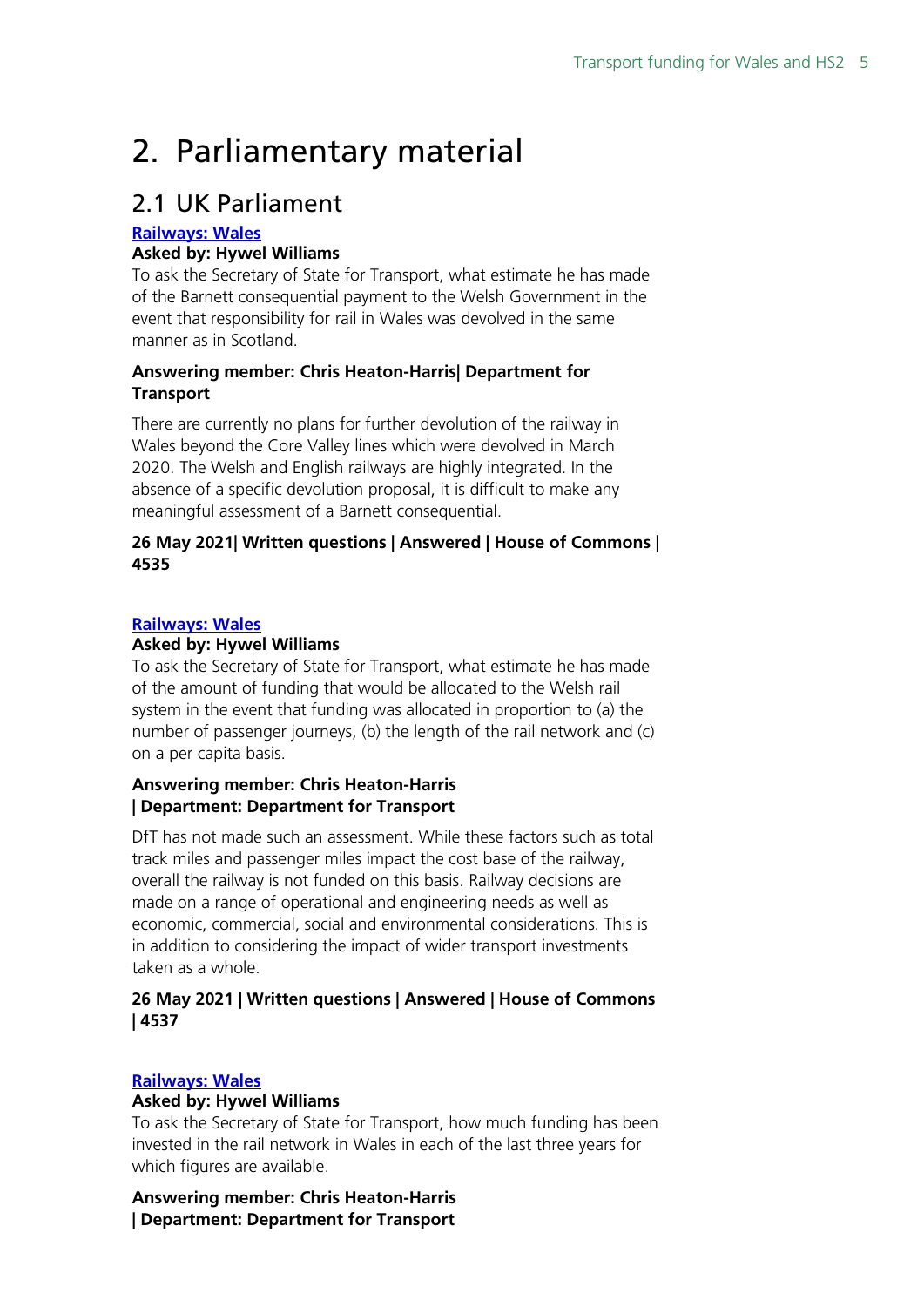# 2. Parliamentary material

## 2.1 UK Parliament

**Railways: Wales**

**Asked by: Hywel Williams**

To ask the Secretary of State for Transport, what estimate he has made of the Barnett consequential payment to the Welsh Government in the event that responsibility for rail in Wales was devolved in the same manner as in Scotland.

**Answering member: Chris Heaton-Harris| Department for Transport**

There are currently no plans for further devolution of the railway in Wales beyond the Core Valley lines which were devolved in March 2020. The Welsh and English railways are highly integrated. In the absence of a specific devolution proposal, it is difficult to make any meaningful assessment of a Barnett consequential.

**26 May 2021| Written questions | Answered | House of Commons | 4535**

**Railways: Wales**

**Asked by: Hywel Williams**

To ask the Secretary of State for Transport, what estimate he has made of the amount of funding that would be allocated to the Welsh rail system in the event that funding was allocated in proportion to (a) the number of passenger journeys, (b) the length of the rail network and (c) on a per capita basis.

**Answering member: Chris Heaton-Harris | Department: Department for Transport**

DfT has not made such an assessment. While these factors such as total track miles and passenger miles impact the cost base of the railway, overall the railway is not funded on this basis. Railway decisions are made on a range of operational and engineering needs as well as economic, commercial, social and environmental considerations. This is in addition to considering the impact of wider transport investments taken as a whole.

**26 May 2021 | Written questions | Answered | House of Commons | 4537**

**Railways: Wales**

**Asked by: Hywel Williams**

To ask the Secretary of State for Transport, how much funding has been invested in the rail network in Wales in each of the last three years for which figures are available.

**Answering member: Chris Heaton-Harris | Department: Department for Transport**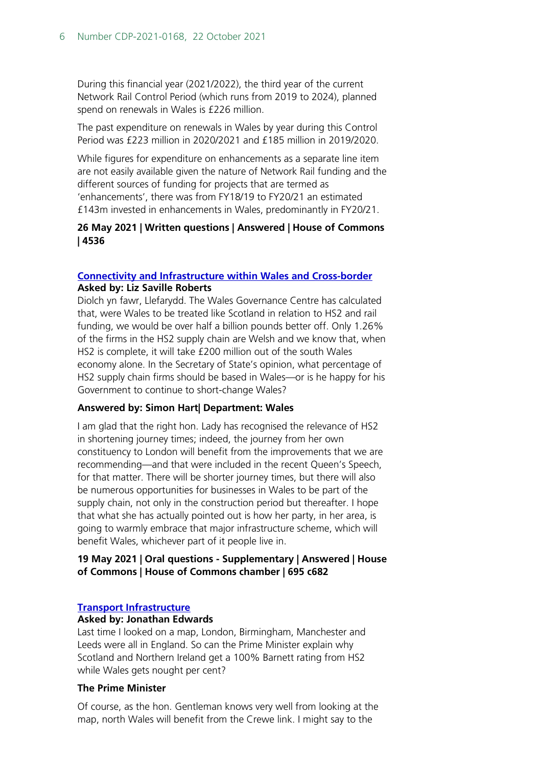During this financial year (2021/2022), the third year of the current Network Rail Control Period (which runs from 2019 to 2024), planned spend on renewals in Wales is £226 million.

The past expenditure on renewals in Wales by year during this Control Period was £223 million in 2020/2021 and £185 million in 2019/2020.

While figures for expenditure on enhancements as a separate line item are not easily available given the nature of Network Rail funding and the different sources of funding for projects that are termed as 'enhancements', there was from FY18/19 to FY20/21 an estimated £143m invested in enhancements in Wales, predominantly in FY20/21.

**26 May 2021 | Written questions | Answered | House of Commons | 4536**

**Connectivity and Infrastructure within Wales and Cross-border**
**Asked by: Liz Saville Roberts**

Diolch yn fawr, Llefarydd. The Wales Governance Centre has calculated that, were Wales to be treated like Scotland in relation to HS2 and rail funding, we would be over half a billion pounds better off. Only 1.26% of the firms in the HS2 supply chain are Welsh and we know that, when HS2 is complete, it will take £200 million out of the south Wales economy alone. In the Secretary of State's opinion, what percentage of HS2 supply chain firms should be based in Wales—or is he happy for his Government to continue to short-change Wales?

**Answered by: Simon Hart| Department: Wales**

I am glad that the right hon. Lady has recognised the relevance of HS2 in shortening journey times; indeed, the journey from her own constituency to London will benefit from the improvements that we are recommending—and that were included in the recent Queen's Speech, for that matter. There will be shorter journey times, but there will also be numerous opportunities for businesses in Wales to be part of the supply chain, not only in the construction period but thereafter. I hope that what she has actually pointed out is how her party, in her area, is going to warmly embrace that major infrastructure scheme, which will benefit Wales, whichever part of it people live in.

**19 May 2021 | Oral questions - Supplementary | Answered | House of Commons | House of Commons chamber | 695 c682**

**Transport Infrastructure**
**Asked by: Jonathan Edwards**

Last time I looked on a map, London, Birmingham, Manchester and Leeds were all in England. So can the Prime Minister explain why Scotland and Northern Ireland get a 100% Barnett rating from HS2 while Wales gets nought per cent?

**The Prime Minister**

Of course, as the hon. Gentleman knows very well from looking at the map, north Wales will benefit from the Crewe link. I might say to the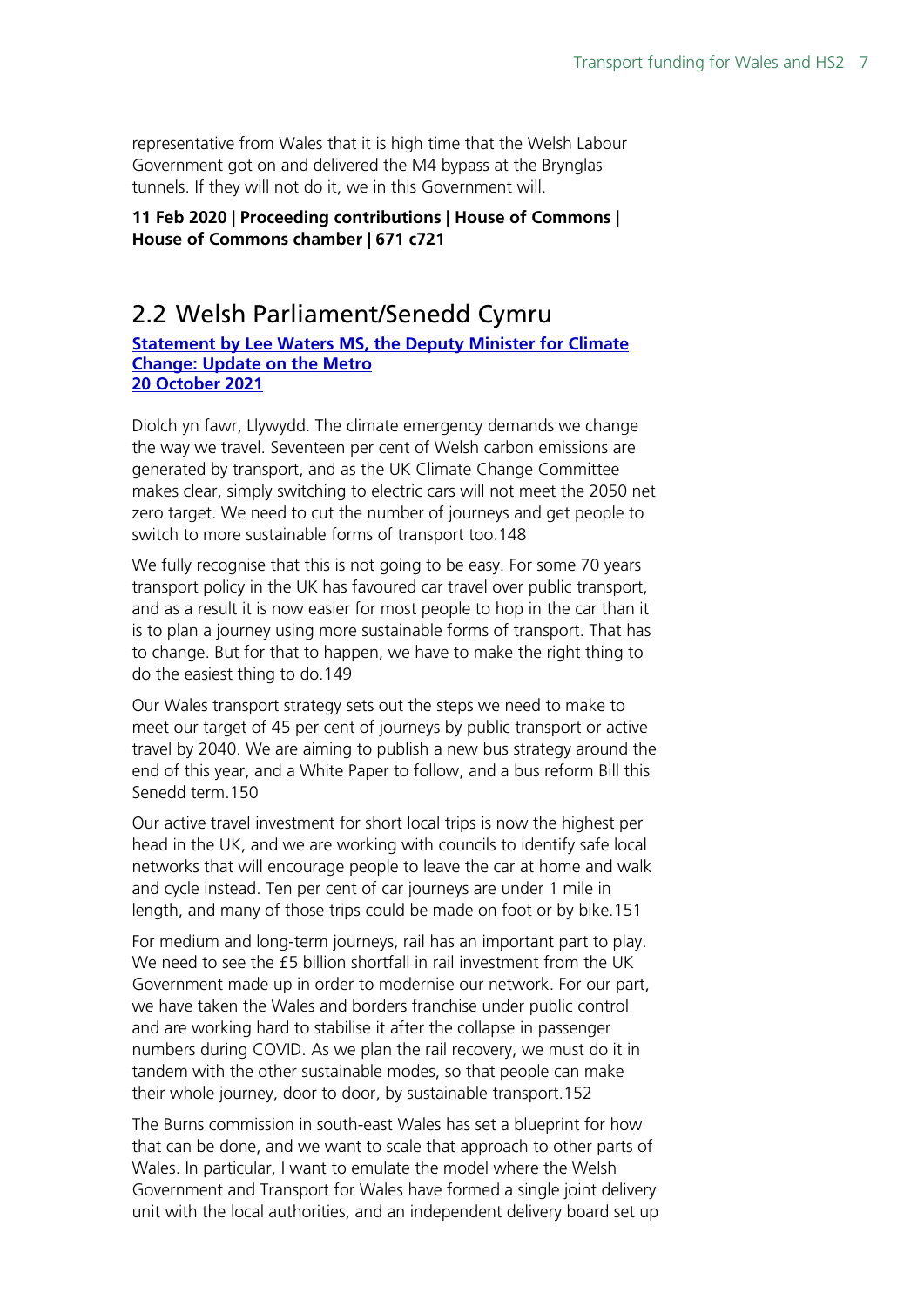representative from Wales that it is high time that the Welsh Labour Government got on and delivered the M4 bypass at the Bryn­glas tunnels. If they will not do it, we in this Government will.

**11 Feb 2020 | Proceeding contributions | House of Commons | House of Commons chamber | 671 c721**

## 2.2 Welsh Parliament/Senedd Cymru

**Statement by Lee Waters MS, the Deputy Minister for Climate Change: Update on the Metro**
**20 October 2021**

Diolch yn fawr, Llywydd. The climate emergency demands we change the way we travel. Seventeen per cent of Welsh carbon emissions are generated by transport, and as the UK Climate Change Committee makes clear, simply switching to electric cars will not meet the 2050 net zero target. We need to cut the number of journeys and get people to switch to more sustainable forms of transport too.148

We fully recognise that this is not going to be easy. For some 70 years transport policy in the UK has favoured car travel over public transport, and as a result it is now easier for most people to hop in the car than it is to plan a journey using more sustainable forms of transport. That has to change. But for that to happen, we have to make the right thing to do the easiest thing to do.149

Our Wales transport strategy sets out the steps we need to make to meet our target of 45 per cent of journeys by public transport or active travel by 2040. We are aiming to publish a new bus strategy around the end of this year, and a White Paper to follow, and a bus reform Bill this Senedd term.150

Our active travel investment for short local trips is now the highest per head in the UK, and we are working with councils to identify safe local networks that will encourage people to leave the car at home and walk and cycle instead. Ten per cent of car journeys are under 1 mile in length, and many of those trips could be made on foot or by bike.151

For medium and long-term journeys, rail has an important part to play. We need to see the £5 billion shortfall in rail investment from the UK Government made up in order to modernise our network. For our part, we have taken the Wales and borders franchise under public control and are working hard to stabilise it after the collapse in passenger numbers during COVID. As we plan the rail recovery, we must do it in tandem with the other sustainable modes, so that people can make their whole journey, door to door, by sustainable transport.152

The Burns commission in south-east Wales has set a blueprint for how that can be done, and we want to scale that approach to other parts of Wales. In particular, I want to emulate the model where the Welsh Government and Transport for Wales have formed a single joint delivery unit with the local authorities, and an independent delivery board set up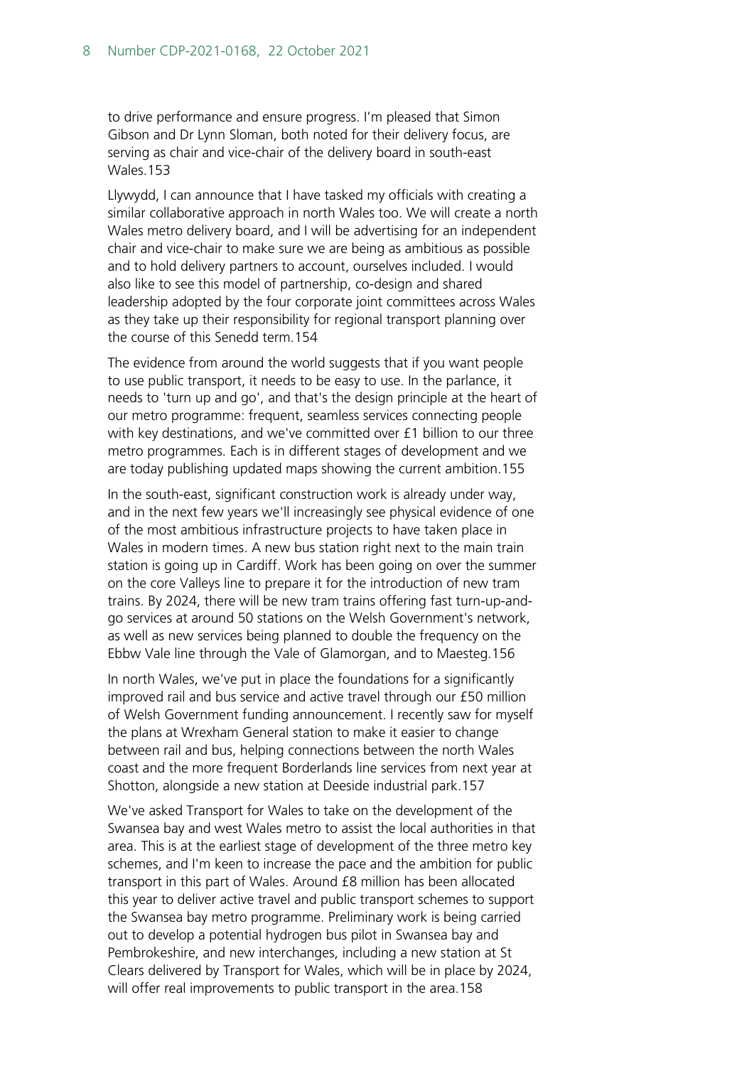to drive performance and ensure progress. I'm pleased that Simon Gibson and Dr Lynn Sloman, both noted for their delivery focus, are serving as chair and vice-chair of the delivery board in south-east Wales.[153]

Llywydd, I can announce that I have tasked my officials with creating a similar collaborative approach in north Wales too. We will create a north Wales metro delivery board, and I will be advertising for an independent chair and vice-chair to make sure we are being as ambitious as possible and to hold delivery partners to account, ourselves included. I would also like to see this model of partnership, co-design and shared leadership adopted by the four corporate joint committees across Wales as they take up their responsibility for regional transport planning over the course of this Senedd term.[154]

The evidence from around the world suggests that if you want people to use public transport, it needs to be easy to use. In the parlance, it needs to 'turn up and go', and that's the design principle at the heart of our metro programme: frequent, seamless services connecting people with key destinations, and we've committed over £1 billion to our three metro programmes. Each is in different stages of development and we are today publishing updated maps showing the current ambition.[155]

In the south-east, significant construction work is already under way, and in the next few years we'll increasingly see physical evidence of one of the most ambitious infrastructure projects to have taken place in Wales in modern times. A new bus station right next to the main train station is going up in Cardiff. Work has been going on over the summer on the core Valleys line to prepare it for the introduction of new tram trains. By 2024, there will be new tram trains offering fast turn-up-and-go services at around 50 stations on the Welsh Government's network, as well as new services being planned to double the frequency on the Ebbw Vale line through the Vale of Glamorgan, and to Maesteg.[156]

In north Wales, we've put in place the foundations for a significantly improved rail and bus service and active travel through our £50 million of Welsh Government funding announcement. I recently saw for myself the plans at Wrexham General station to make it easier to change between rail and bus, helping connections between the north Wales coast and the more frequent Borderlands line services from next year at Shotton, alongside a new station at Deeside industrial park.[157]

We've asked Transport for Wales to take on the development of the Swansea bay and west Wales metro to assist the local authorities in that area. This is at the earliest stage of development of the three metro key schemes, and I'm keen to increase the pace and the ambition for public transport in this part of Wales. Around £8 million has been allocated this year to deliver active travel and public transport schemes to support the Swansea bay metro programme. Preliminary work is being carried out to develop a potential hydrogen bus pilot in Swansea bay and Pembrokeshire, and new interchanges, including a new station at St Clears delivered by Transport for Wales, which will be in place by 2024, will offer real improvements to public transport in the area.[158]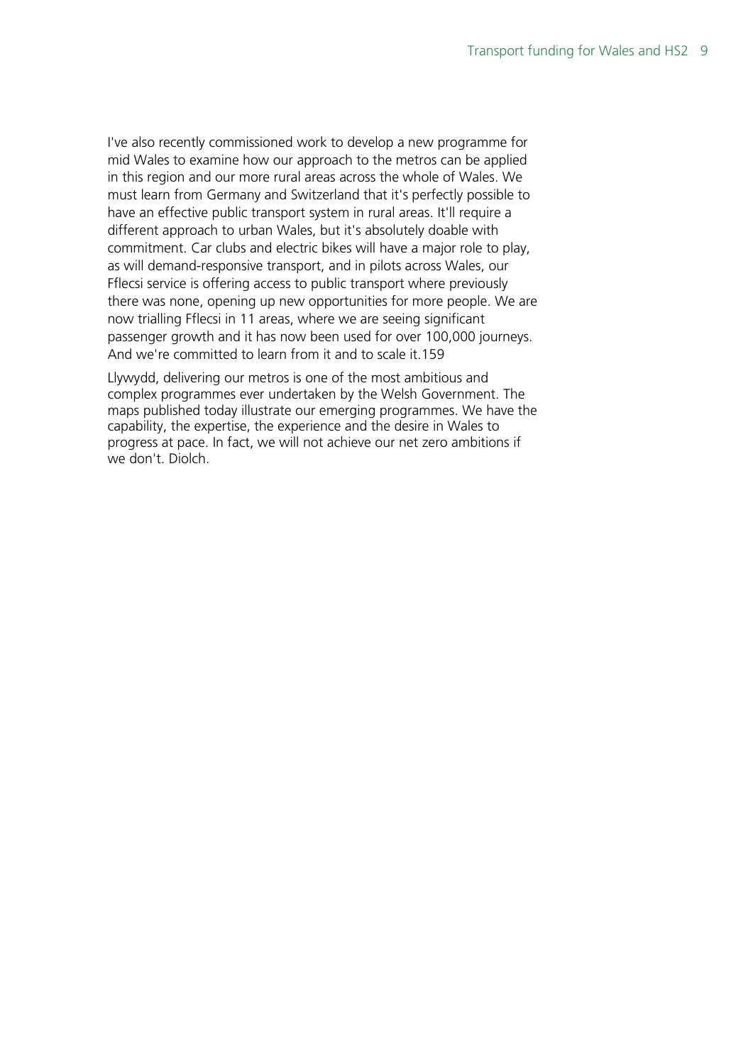I've also recently commissioned work to develop a new programme for mid Wales to examine how our approach to the metros can be applied in this region and our more rural areas across the whole of Wales. We must learn from Germany and Switzerland that it's perfectly possible to have an effective public transport system in rural areas. It'll require a different approach to urban Wales, but it's absolutely doable with commitment. Car clubs and electric bikes will have a major role to play, as will demand-responsive transport, and in pilots across Wales, our Fflecsi service is offering access to public transport where previously there was none, opening up new opportunities for more people. We are now trialling Fflecsi in 11 areas, where we are seeing significant passenger growth and it has now been used for over 100,000 journeys. And we're committed to learn from it and to scale it.159

Llywydd, delivering our metros is one of the most ambitious and complex programmes ever undertaken by the Welsh Government. The maps published today illustrate our emerging programmes. We have the capability, the expertise, the experience and the desire in Wales to progress at pace. In fact, we will not achieve our net zero ambitions if we don't. Diolch.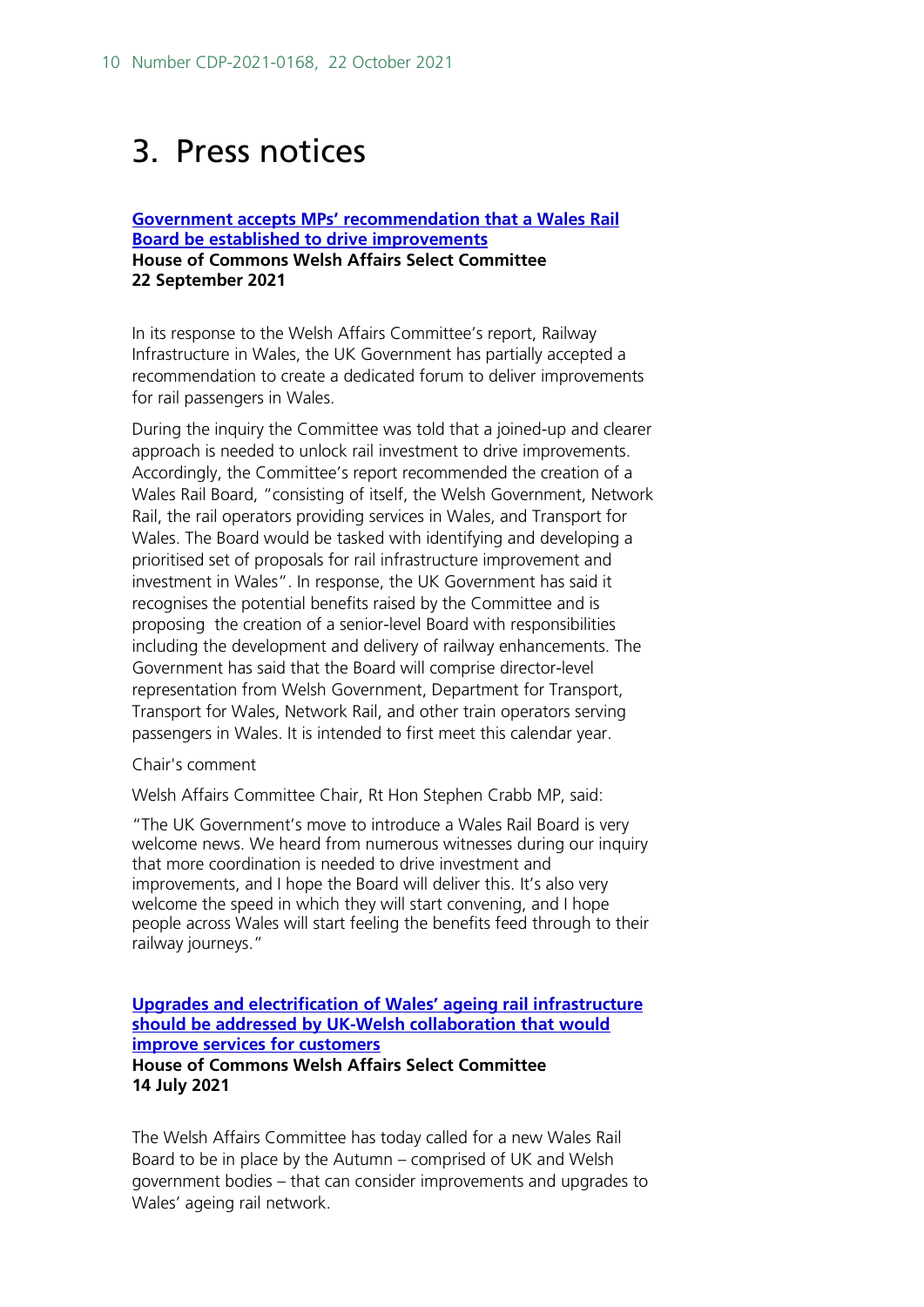# 3. Press notices

**[Government accepts MPs' recommendation that a Wales Rail Board be established to drive improvements](#)**
**House of Commons Welsh Affairs Select Committee**
**22 September 2021**

In its response to the Welsh Affairs Committee's report, Railway Infrastructure in Wales, the UK Government has partially accepted a recommendation to create a dedicated forum to deliver improvements for rail passengers in Wales.

During the inquiry the Committee was told that a joined-up and clearer approach is needed to unlock rail investment to drive improvements. Accordingly, the Committee's report recommended the creation of a Wales Rail Board, "consisting of itself, the Welsh Government, Network Rail, the rail operators providing services in Wales, and Transport for Wales. The Board would be tasked with identifying and developing a prioritised set of proposals for rail infrastructure improvement and investment in Wales". In response, the UK Government has said it recognises the potential benefits raised by the Committee and is proposing the creation of a senior-level Board with responsibilities including the development and delivery of railway enhancements. The Government has said that the Board will comprise director-level representation from Welsh Government, Department for Transport, Transport for Wales, Network Rail, and other train operators serving passengers in Wales. It is intended to first meet this calendar year.

Chair's comment

Welsh Affairs Committee Chair, Rt Hon Stephen Crabb MP, said:

"The UK Government's move to introduce a Wales Rail Board is very welcome news. We heard from numerous witnesses during our inquiry that more coordination is needed to drive investment and improvements, and I hope the Board will deliver this. It's also very welcome the speed in which they will start convening, and I hope people across Wales will start feeling the benefits feed through to their railway journeys."

**[Upgrades and electrification of Wales' ageing rail infrastructure should be addressed by UK-Welsh collaboration that would improve services for customers](#)**
**House of Commons Welsh Affairs Select Committee**
**14 July 2021**

The Welsh Affairs Committee has today called for a new Wales Rail Board to be in place by the Autumn – comprised of UK and Welsh government bodies – that can consider improvements and upgrades to Wales' ageing rail network.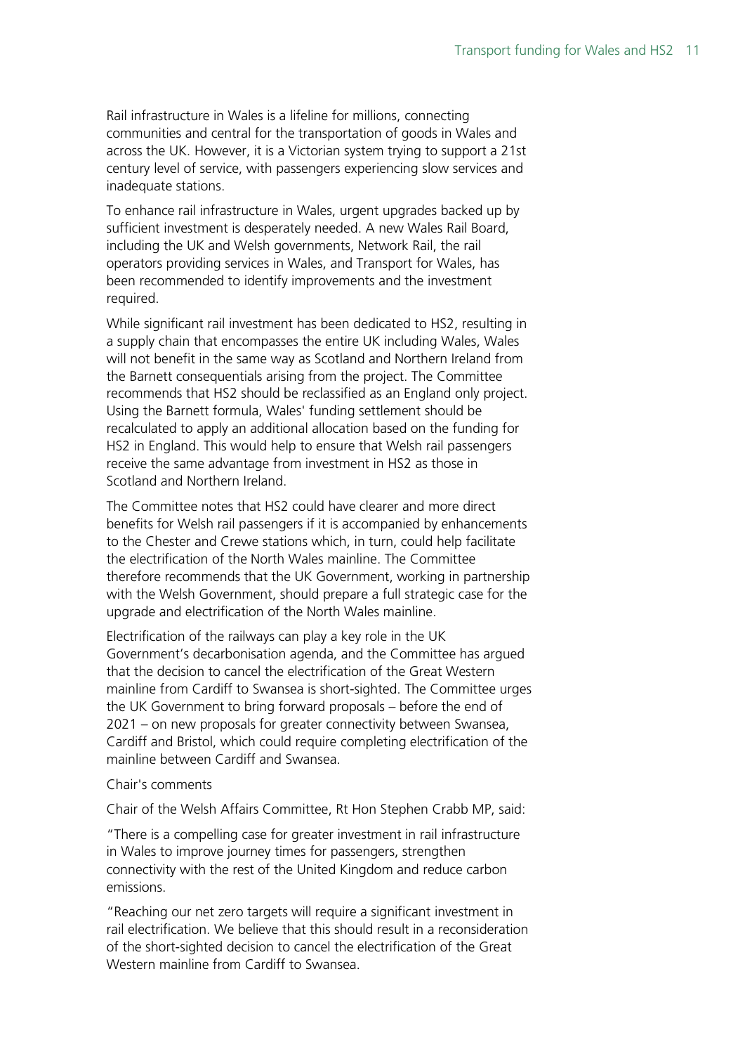Rail infrastructure in Wales is a lifeline for millions, connecting communities and central for the transportation of goods in Wales and across the UK. However, it is a Victorian system trying to support a 21st century level of service, with passengers experiencing slow services and inadequate stations.

To enhance rail infrastructure in Wales, urgent upgrades backed up by sufficient investment is desperately needed. A new Wales Rail Board, including the UK and Welsh governments, Network Rail, the rail operators providing services in Wales, and Transport for Wales, has been recommended to identify improvements and the investment required.

While significant rail investment has been dedicated to HS2, resulting in a supply chain that encompasses the entire UK including Wales, Wales will not benefit in the same way as Scotland and Northern Ireland from the Barnett consequentials arising from the project. The Committee recommends that HS2 should be reclassified as an England only project. Using the Barnett formula, Wales' funding settlement should be recalculated to apply an additional allocation based on the funding for HS2 in England. This would help to ensure that Welsh rail passengers receive the same advantage from investment in HS2 as those in Scotland and Northern Ireland.

The Committee notes that HS2 could have clearer and more direct benefits for Welsh rail passengers if it is accompanied by enhancements to the Chester and Crewe stations which, in turn, could help facilitate the electrification of the North Wales mainline. The Committee therefore recommends that the UK Government, working in partnership with the Welsh Government, should prepare a full strategic case for the upgrade and electrification of the North Wales mainline.

Electrification of the railways can play a key role in the UK Government's decarbonisation agenda, and the Committee has argued that the decision to cancel the electrification of the Great Western mainline from Cardiff to Swansea is short-sighted. The Committee urges the UK Government to bring forward proposals – before the end of 2021 – on new proposals for greater connectivity between Swansea, Cardiff and Bristol, which could require completing electrification of the mainline between Cardiff and Swansea.

Chair's comments

Chair of the Welsh Affairs Committee, Rt Hon Stephen Crabb MP, said:

"There is a compelling case for greater investment in rail infrastructure in Wales to improve journey times for passengers, strengthen connectivity with the rest of the United Kingdom and reduce carbon emissions.

"Reaching our net zero targets will require a significant investment in rail electrification. We believe that this should result in a reconsideration of the short-sighted decision to cancel the electrification of the Great Western mainline from Cardiff to Swansea.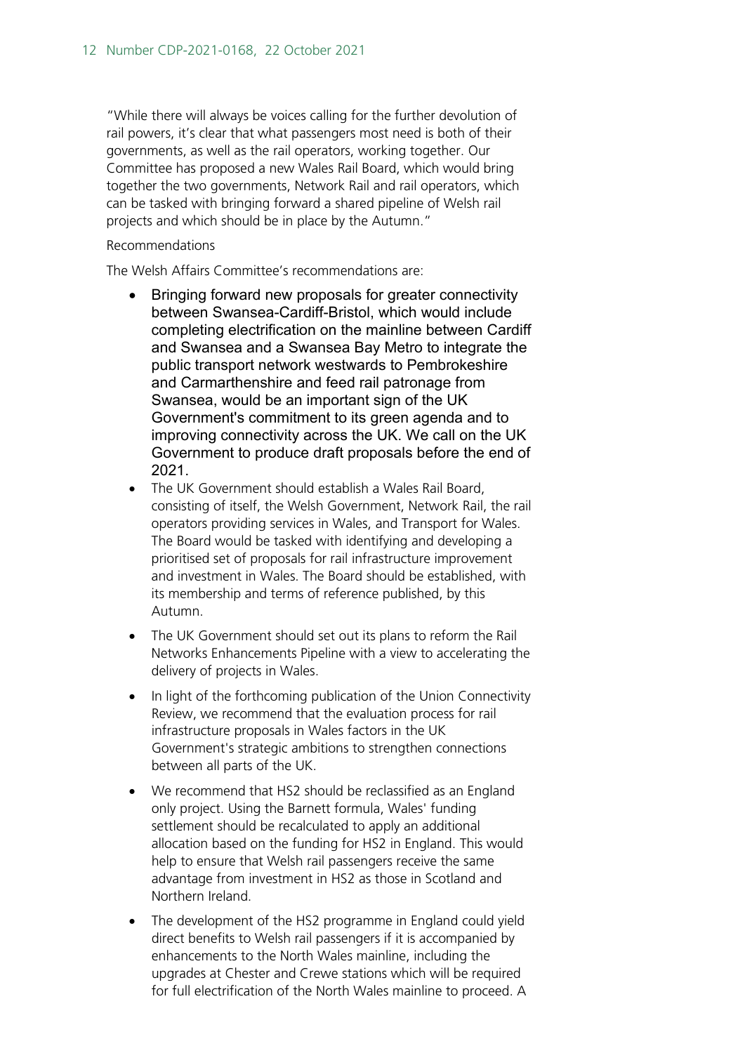"While there will always be voices calling for the further devolution of rail powers, it's clear that what passengers most need is both of their governments, as well as the rail operators, working together. Our Committee has proposed a new Wales Rail Board, which would bring together the two governments, Network Rail and rail operators, which can be tasked with bringing forward a shared pipeline of Welsh rail projects and which should be in place by the Autumn."

Recommendations

The Welsh Affairs Committee's recommendations are:

- Bringing forward new proposals for greater connectivity between Swansea-Cardiff-Bristol, which would include completing electrification on the mainline between Cardiff and Swansea and a Swansea Bay Metro to integrate the public transport network westwards to Pembrokeshire and Carmarthenshire and feed rail patronage from Swansea, would be an important sign of the UK Government's commitment to its green agenda and to improving connectivity across the UK. We call on the UK Government to produce draft proposals before the end of 2021.
- The UK Government should establish a Wales Rail Board, consisting of itself, the Welsh Government, Network Rail, the rail operators providing services in Wales, and Transport for Wales. The Board would be tasked with identifying and developing a prioritised set of proposals for rail infrastructure improvement and investment in Wales. The Board should be established, with its membership and terms of reference published, by this Autumn.
- The UK Government should set out its plans to reform the Rail Networks Enhancements Pipeline with a view to accelerating the delivery of projects in Wales.
- In light of the forthcoming publication of the Union Connectivity Review, we recommend that the evaluation process for rail infrastructure proposals in Wales factors in the UK Government's strategic ambitions to strengthen connections between all parts of the UK.
- We recommend that HS2 should be reclassified as an England only project. Using the Barnett formula, Wales' funding settlement should be recalculated to apply an additional allocation based on the funding for HS2 in England. This would help to ensure that Welsh rail passengers receive the same advantage from investment in HS2 as those in Scotland and Northern Ireland.
- The development of the HS2 programme in England could yield direct benefits to Welsh rail passengers if it is accompanied by enhancements to the North Wales mainline, including the upgrades at Chester and Crewe stations which will be required for full electrification of the North Wales mainline to proceed. A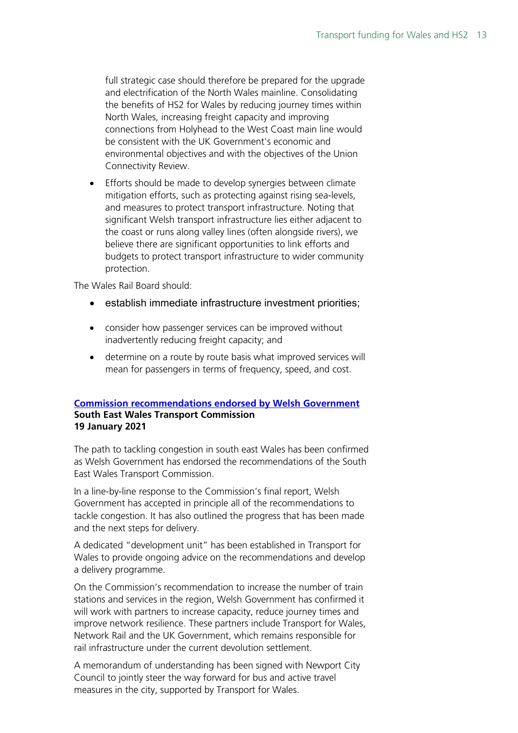full strategic case should therefore be prepared for the upgrade and electrification of the North Wales mainline. Consolidating the benefits of HS2 for Wales by reducing journey times within North Wales, increasing freight capacity and improving connections from Holyhead to the West Coast main line would be consistent with the UK Government's economic and environmental objectives and with the objectives of the Union Connectivity Review.

- Efforts should be made to develop synergies between climate mitigation efforts, such as protecting against rising sea-levels, and measures to protect transport infrastructure. Noting that significant Welsh transport infrastructure lies either adjacent to the coast or runs along valley lines (often alongside rivers), we believe there are significant opportunities to link efforts and budgets to protect transport infrastructure to wider community protection.

The Wales Rail Board should:

- establish immediate infrastructure investment priorities;
- consider how passenger services can be improved without inadvertently reducing freight capacity; and
- determine on a route by route basis what improved services will mean for passengers in terms of frequency, speed, and cost.

**Commission recommendations endorsed by Welsh Government**
**South East Wales Transport Commission**
**19 January 2021**

The path to tackling congestion in south east Wales has been confirmed as Welsh Government has endorsed the recommendations of the South East Wales Transport Commission.

In a line-by-line response to the Commission's final report, Welsh Government has accepted in principle all of the recommendations to tackle congestion. It has also outlined the progress that has been made and the next steps for delivery.

A dedicated "development unit" has been established in Transport for Wales to provide ongoing advice on the recommendations and develop a delivery programme.

On the Commission's recommendation to increase the number of train stations and services in the region, Welsh Government has confirmed it will work with partners to increase capacity, reduce journey times and improve network resilience. These partners include Transport for Wales, Network Rail and the UK Government, which remains responsible for rail infrastructure under the current devolution settlement.

A memorandum of understanding has been signed with Newport City Council to jointly steer the way forward for bus and active travel measures in the city, supported by Transport for Wales.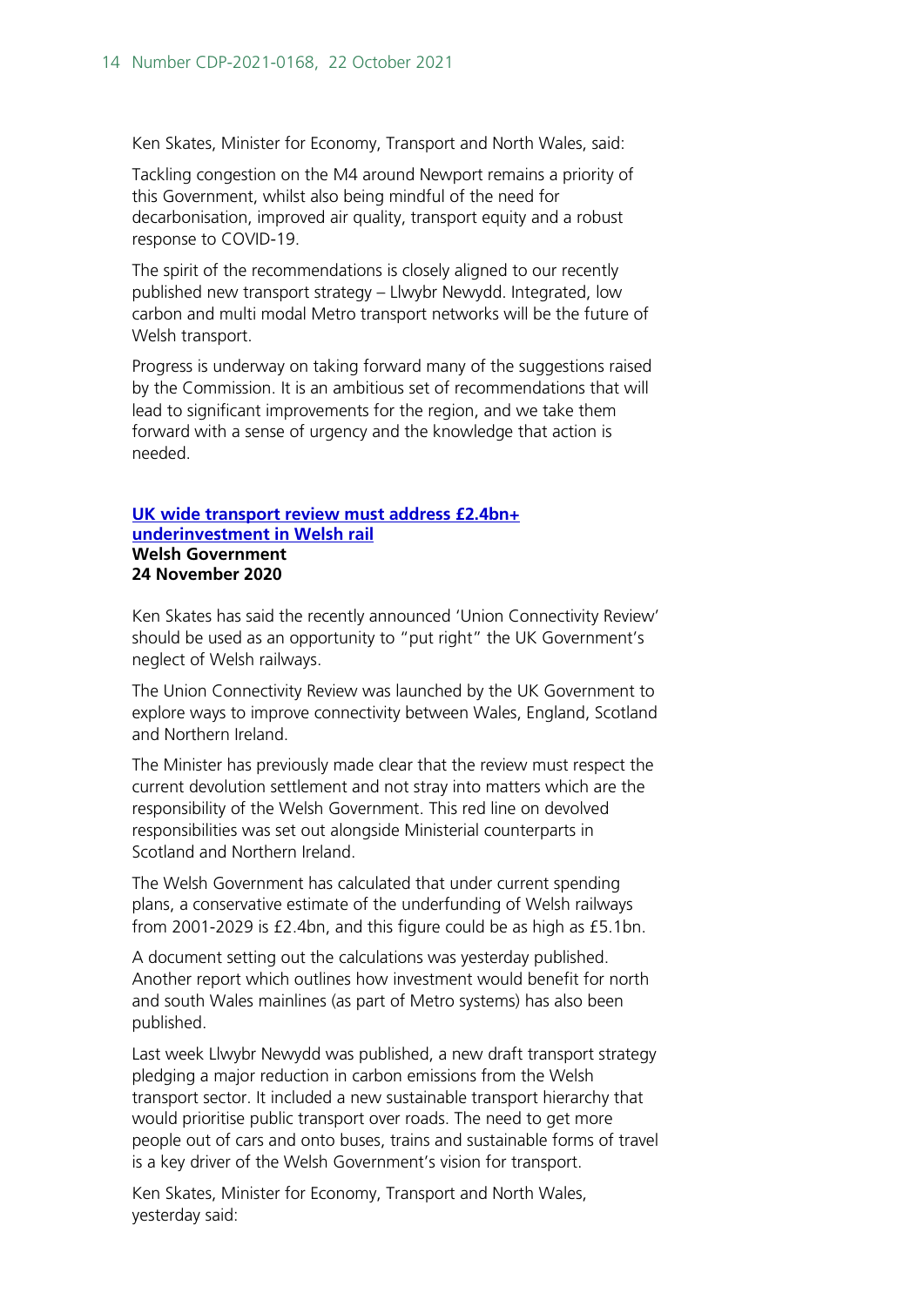Ken Skates, Minister for Economy, Transport and North Wales, said:

Tackling congestion on the M4 around Newport remains a priority of this Government, whilst also being mindful of the need for decarbonisation, improved air quality, transport equity and a robust response to COVID-19.

The spirit of the recommendations is closely aligned to our recently published new transport strategy – Llwybr Newydd. Integrated, low carbon and multi modal Metro transport networks will be the future of Welsh transport.

Progress is underway on taking forward many of the suggestions raised by the Commission. It is an ambitious set of recommendations that will lead to significant improvements for the region, and we take them forward with a sense of urgency and the knowledge that action is needed.

**UK wide transport review must address £2.4bn+ underinvestment in Welsh rail**
**Welsh Government**
**24 November 2020**

Ken Skates has said the recently announced 'Union Connectivity Review' should be used as an opportunity to "put right" the UK Government's neglect of Welsh railways.

The Union Connectivity Review was launched by the UK Government to explore ways to improve connectivity between Wales, England, Scotland and Northern Ireland.

The Minister has previously made clear that the review must respect the current devolution settlement and not stray into matters which are the responsibility of the Welsh Government. This red line on devolved responsibilities was set out alongside Ministerial counterparts in Scotland and Northern Ireland.

The Welsh Government has calculated that under current spending plans, a conservative estimate of the underfunding of Welsh railways from 2001-2029 is £2.4bn, and this figure could be as high as £5.1bn.

A document setting out the calculations was yesterday published. Another report which outlines how investment would benefit for north and south Wales mainlines (as part of Metro systems) has also been published.

Last week Llwybr Newydd was published, a new draft transport strategy pledging a major reduction in carbon emissions from the Welsh transport sector. It included a new sustainable transport hierarchy that would prioritise public transport over roads. The need to get more people out of cars and onto buses, trains and sustainable forms of travel is a key driver of the Welsh Government's vision for transport.

Ken Skates, Minister for Economy, Transport and North Wales, yesterday said: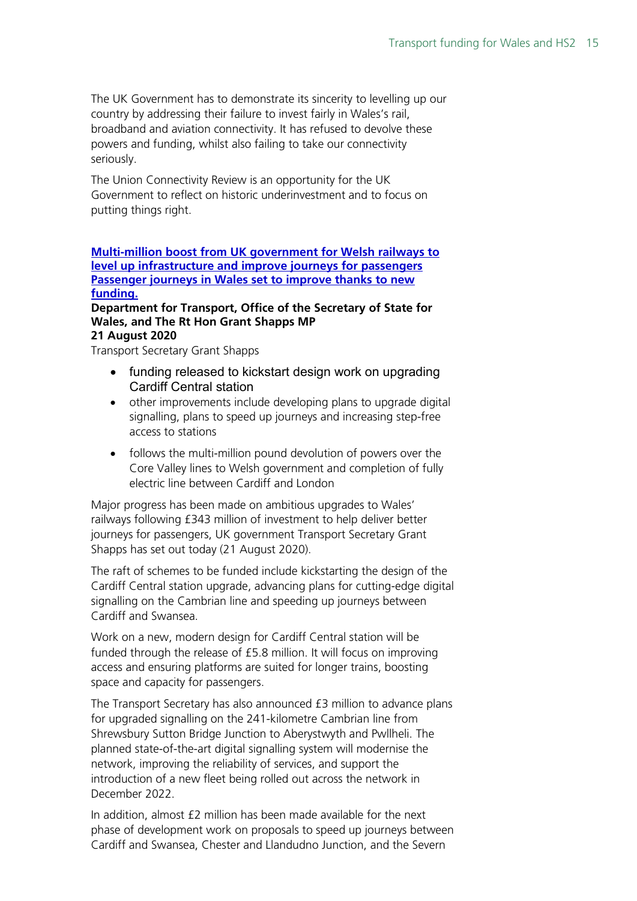The UK Government has to demonstrate its sincerity to levelling up our country by addressing their failure to invest fairly in Wales's rail, broadband and aviation connectivity. It has refused to devolve these powers and funding, whilst also failing to take our connectivity seriously.

The Union Connectivity Review is an opportunity for the UK Government to reflect on historic underinvestment and to focus on putting things right.

**Multi-million boost from UK government for Welsh railways to level up infrastructure and improve journeys for passengers Passenger journeys in Wales set to improve thanks to new funding.**

**Department for Transport, Office of the Secretary of State for Wales, and The Rt Hon Grant Shapps MP**
**21 August 2020**

Transport Secretary Grant Shapps

- funding released to kickstart design work on upgrading Cardiff Central station
- other improvements include developing plans to upgrade digital signalling, plans to speed up journeys and increasing step-free access to stations
- follows the multi-million pound devolution of powers over the Core Valley lines to Welsh government and completion of fully electric line between Cardiff and London

Major progress has been made on ambitious upgrades to Wales' railways following £343 million of investment to help deliver better journeys for passengers, UK government Transport Secretary Grant Shapps has set out today (21 August 2020).

The raft of schemes to be funded include kickstarting the design of the Cardiff Central station upgrade, advancing plans for cutting-edge digital signalling on the Cambrian line and speeding up journeys between Cardiff and Swansea.

Work on a new, modern design for Cardiff Central station will be funded through the release of £5.8 million. It will focus on improving access and ensuring platforms are suited for longer trains, boosting space and capacity for passengers.

The Transport Secretary has also announced £3 million to advance plans for upgraded signalling on the 241-kilometre Cambrian line from Shrewsbury Sutton Bridge Junction to Aberystwyth and Pwllheli. The planned state-of-the-art digital signalling system will modernise the network, improving the reliability of services, and support the introduction of a new fleet being rolled out across the network in December 2022.

In addition, almost £2 million has been made available for the next phase of development work on proposals to speed up journeys between Cardiff and Swansea, Chester and Llandudno Junction, and the Severn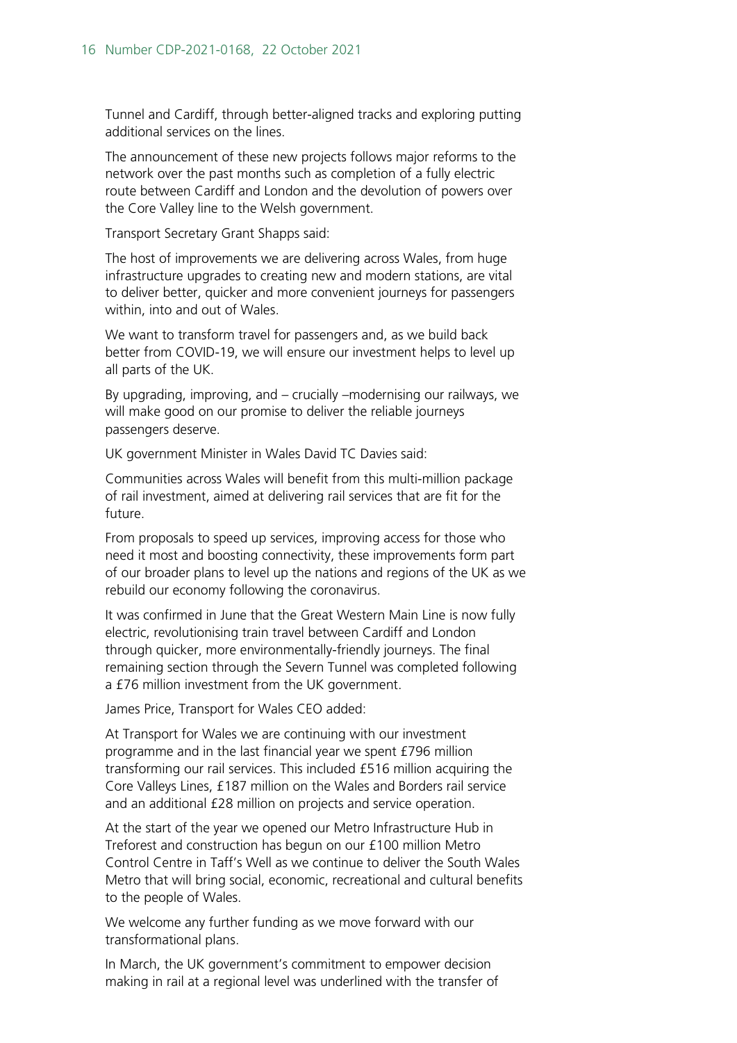Tunnel and Cardiff, through better-aligned tracks and exploring putting additional services on the lines.

The announcement of these new projects follows major reforms to the network over the past months such as completion of a fully electric route between Cardiff and London and the devolution of powers over the Core Valley line to the Welsh government.

Transport Secretary Grant Shapps said:

The host of improvements we are delivering across Wales, from huge infrastructure upgrades to creating new and modern stations, are vital to deliver better, quicker and more convenient journeys for passengers within, into and out of Wales.

We want to transform travel for passengers and, as we build back better from COVID-19, we will ensure our investment helps to level up all parts of the UK.

By upgrading, improving, and – crucially –modernising our railways, we will make good on our promise to deliver the reliable journeys passengers deserve.

UK government Minister in Wales David TC Davies said:

Communities across Wales will benefit from this multi-million package of rail investment, aimed at delivering rail services that are fit for the future.

From proposals to speed up services, improving access for those who need it most and boosting connectivity, these improvements form part of our broader plans to level up the nations and regions of the UK as we rebuild our economy following the coronavirus.

It was confirmed in June that the Great Western Main Line is now fully electric, revolutionising train travel between Cardiff and London through quicker, more environmentally-friendly journeys. The final remaining section through the Severn Tunnel was completed following a £76 million investment from the UK government.

James Price, Transport for Wales CEO added:

At Transport for Wales we are continuing with our investment programme and in the last financial year we spent £796 million transforming our rail services. This included £516 million acquiring the Core Valleys Lines, £187 million on the Wales and Borders rail service and an additional £28 million on projects and service operation.

At the start of the year we opened our Metro Infrastructure Hub in Treforest and construction has begun on our £100 million Metro Control Centre in Taff's Well as we continue to deliver the South Wales Metro that will bring social, economic, recreational and cultural benefits to the people of Wales.

We welcome any further funding as we move forward with our transformational plans.

In March, the UK government's commitment to empower decision making in rail at a regional level was underlined with the transfer of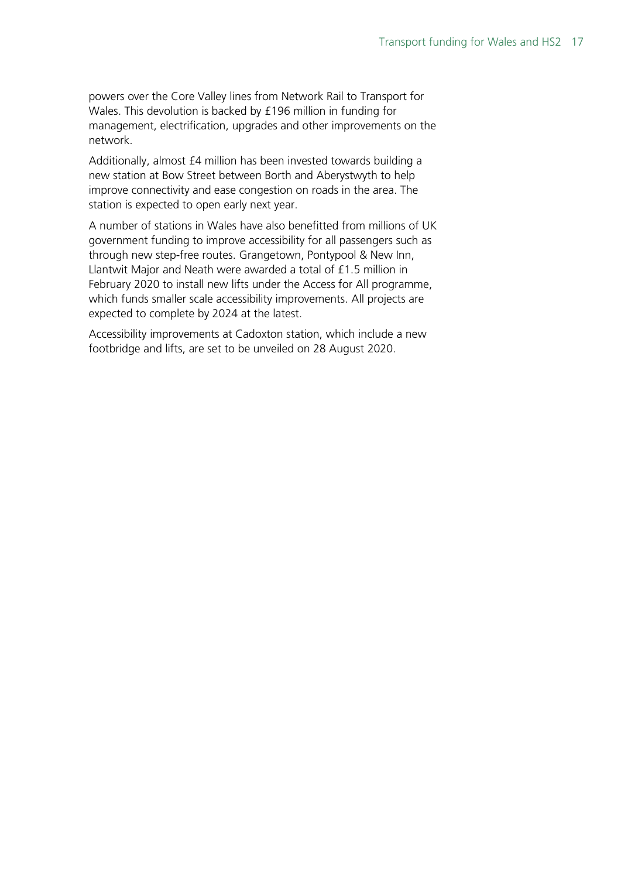powers over the Core Valley lines from Network Rail to Transport for Wales. This devolution is backed by £196 million in funding for management, electrification, upgrades and other improvements on the network.

Additionally, almost £4 million has been invested towards building a new station at Bow Street between Borth and Aberystwyth to help improve connectivity and ease congestion on roads in the area. The station is expected to open early next year.

A number of stations in Wales have also benefitted from millions of UK government funding to improve accessibility for all passengers such as through new step-free routes. Grangetown, Pontypool & New Inn, Llantwit Major and Neath were awarded a total of £1.5 million in February 2020 to install new lifts under the Access for All programme, which funds smaller scale accessibility improvements. All projects are expected to complete by 2024 at the latest.

Accessibility improvements at Cadoxton station, which include a new footbridge and lifts, are set to be unveiled on 28 August 2020.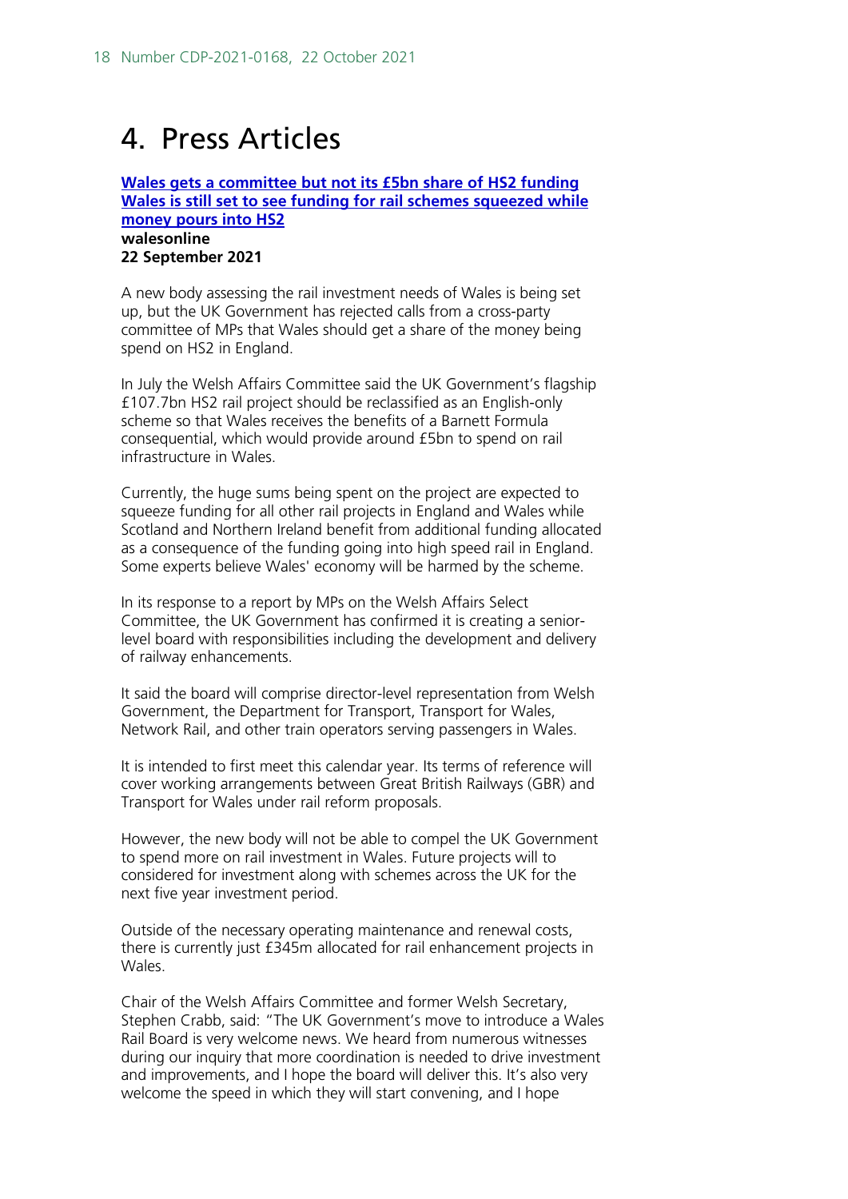# 4. Press Articles

**[Wales gets a committee but not its £5bn share of HS2 funding Wales is still set to see funding for rail schemes squeezed while money pours into HS2]**
**walesonline**
**22 September 2021**

A new body assessing the rail investment needs of Wales is being set up, but the UK Government has rejected calls from a cross-party committee of MPs that Wales should get a share of the money being spend on HS2 in England.

In July the Welsh Affairs Committee said the UK Government's flagship £107.7bn HS2 rail project should be reclassified as an English-only scheme so that Wales receives the benefits of a Barnett Formula consequential, which would provide around £5bn to spend on rail infrastructure in Wales.

Currently, the huge sums being spent on the project are expected to squeeze funding for all other rail projects in England and Wales while Scotland and Northern Ireland benefit from additional funding allocated as a consequence of the funding going into high speed rail in England. Some experts believe Wales' economy will be harmed by the scheme.

In its response to a report by MPs on the Welsh Affairs Select Committee, the UK Government has confirmed it is creating a senior-level board with responsibilities including the development and delivery of railway enhancements.

It said the board will comprise director-level representation from Welsh Government, the Department for Transport, Transport for Wales, Network Rail, and other train operators serving passengers in Wales.

It is intended to first meet this calendar year. Its terms of reference will cover working arrangements between Great British Railways (GBR) and Transport for Wales under rail reform proposals.

However, the new body will not be able to compel the UK Government to spend more on rail investment in Wales. Future projects will to considered for investment along with schemes across the UK for the next five year investment period.

Outside of the necessary operating maintenance and renewal costs, there is currently just £345m allocated for rail enhancement projects in Wales.

Chair of the Welsh Affairs Committee and former Welsh Secretary, Stephen Crabb, said: "The UK Government's move to introduce a Wales Rail Board is very welcome news. We heard from numerous witnesses during our inquiry that more coordination is needed to drive investment and improvements, and I hope the board will deliver this. It's also very welcome the speed in which they will start convening, and I hope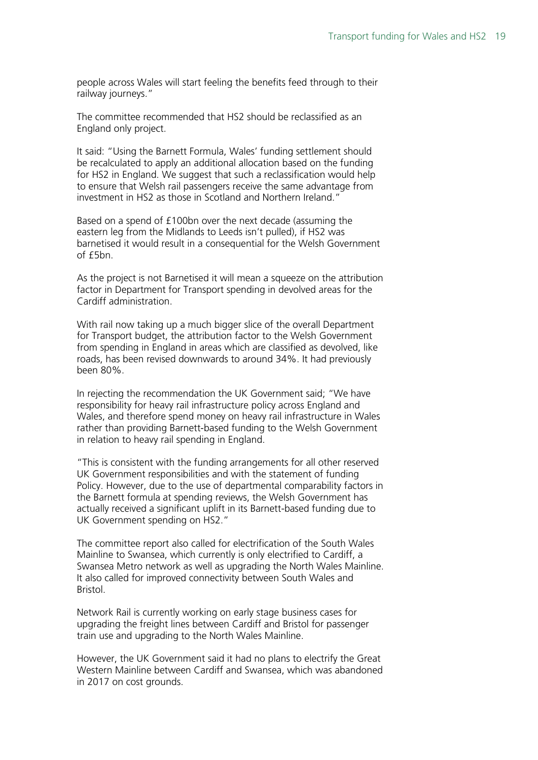people across Wales will start feeling the benefits feed through to their railway journeys."

The committee recommended that HS2 should be reclassified as an England only project.

It said: "Using the Barnett Formula, Wales' funding settlement should be recalculated to apply an additional allocation based on the funding for HS2 in England. We suggest that such a reclassification would help to ensure that Welsh rail passengers receive the same advantage from investment in HS2 as those in Scotland and Northern Ireland."

Based on a spend of £100bn over the next decade (assuming the eastern leg from the Midlands to Leeds isn't pulled), if HS2 was barnetised it would result in a consequential for the Welsh Government of £5bn.

As the project is not Barnetised it will mean a squeeze on the attribution factor in Department for Transport spending in devolved areas for the Cardiff administration.

With rail now taking up a much bigger slice of the overall Department for Transport budget, the attribution factor to the Welsh Government from spending in England in areas which are classified as devolved, like roads, has been revised downwards to around 34%. It had previously been 80%.

In rejecting the recommendation the UK Government said; "We have responsibility for heavy rail infrastructure policy across England and Wales, and therefore spend money on heavy rail infrastructure in Wales rather than providing Barnett-based funding to the Welsh Government in relation to heavy rail spending in England.

"This is consistent with the funding arrangements for all other reserved UK Government responsibilities and with the statement of funding Policy. However, due to the use of departmental comparability factors in the Barnett formula at spending reviews, the Welsh Government has actually received a significant uplift in its Barnett-based funding due to UK Government spending on HS2."

The committee report also called for electrification of the South Wales Mainline to Swansea, which currently is only electrified to Cardiff, a Swansea Metro network as well as upgrading the North Wales Mainline. It also called for improved connectivity between South Wales and Bristol.

Network Rail is currently working on early stage business cases for upgrading the freight lines between Cardiff and Bristol for passenger train use and upgrading to the North Wales Mainline.

However, the UK Government said it had no plans to electrify the Great Western Mainline between Cardiff and Swansea, which was abandoned in 2017 on cost grounds.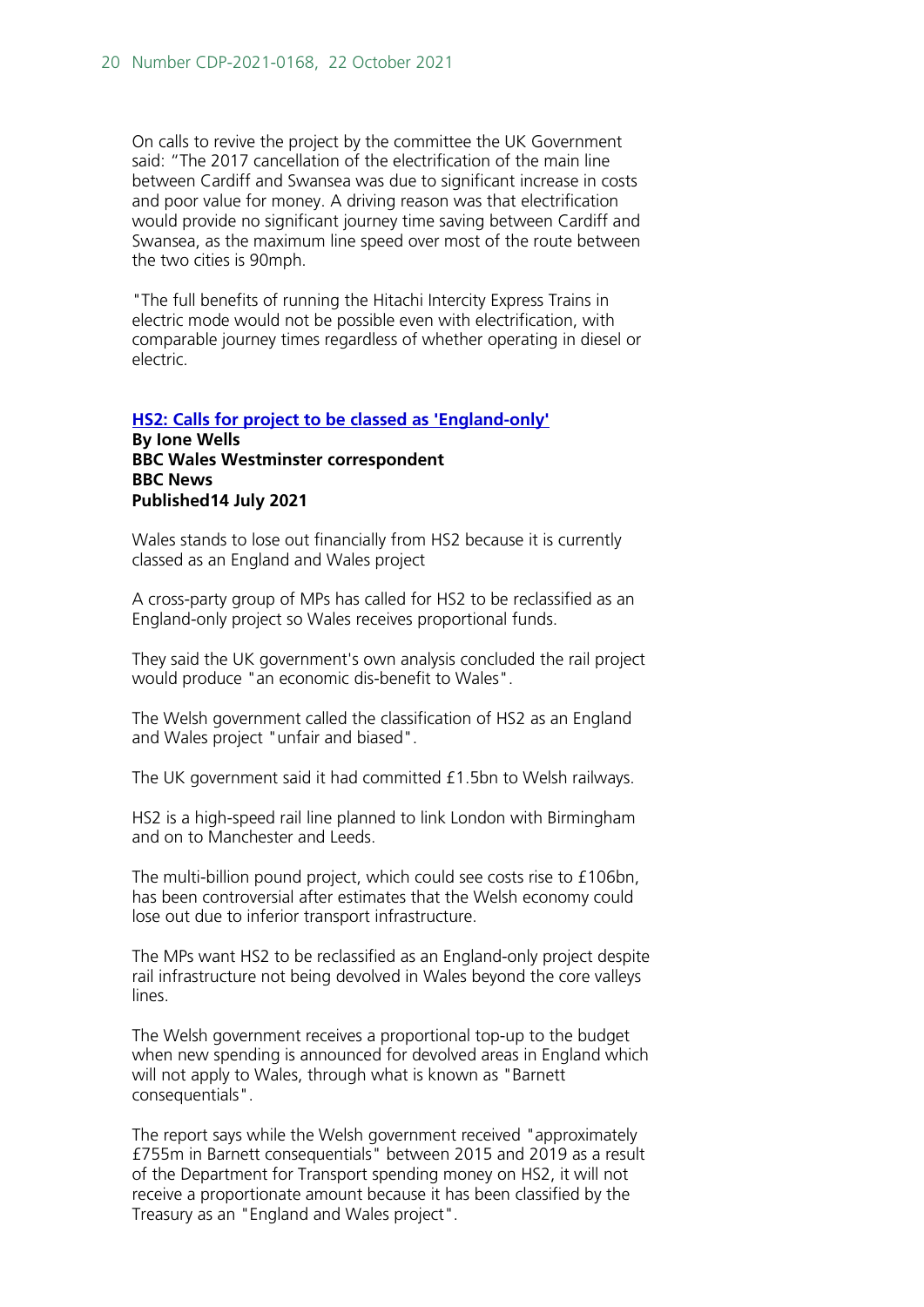On calls to revive the project by the committee the UK Government said: “The 2017 cancellation of the electrification of the main line between Cardiff and Swansea was due to significant increase in costs and poor value for money. A driving reason was that electrification would provide no significant journey time saving between Cardiff and Swansea, as the maximum line speed over most of the route between the two cities is 90mph.

"The full benefits of running the Hitachi Intercity Express Trains in electric mode would not be possible even with electrification, with comparable journey times regardless of whether operating in diesel or electric.

### [HS2: Calls for project to be classed as 'England-only']

**By Ione Wells**
**BBC Wales Westminster correspondent**
**BBC News**
**Published14 July 2021**

Wales stands to lose out financially from HS2 because it is currently classed as an England and Wales project

A cross-party group of MPs has called for HS2 to be reclassified as an England-only project so Wales receives proportional funds.

They said the UK government's own analysis concluded the rail project would produce "an economic dis-benefit to Wales".

The Welsh government called the classification of HS2 as an England and Wales project "unfair and biased".

The UK government said it had committed £1.5bn to Welsh railways.

HS2 is a high-speed rail line planned to link London with Birmingham and on to Manchester and Leeds.

The multi-billion pound project, which could see costs rise to £106bn, has been controversial after estimates that the Welsh economy could lose out due to inferior transport infrastructure.

The MPs want HS2 to be reclassified as an England-only project despite rail infrastructure not being devolved in Wales beyond the core valleys lines.

The Welsh government receives a proportional top-up to the budget when new spending is announced for devolved areas in England which will not apply to Wales, through what is known as "Barnett consequentials".

The report says while the Welsh government received "approximately £755m in Barnett consequentials" between 2015 and 2019 as a result of the Department for Transport spending money on HS2, it will not receive a proportionate amount because it has been classified by the Treasury as an "England and Wales project".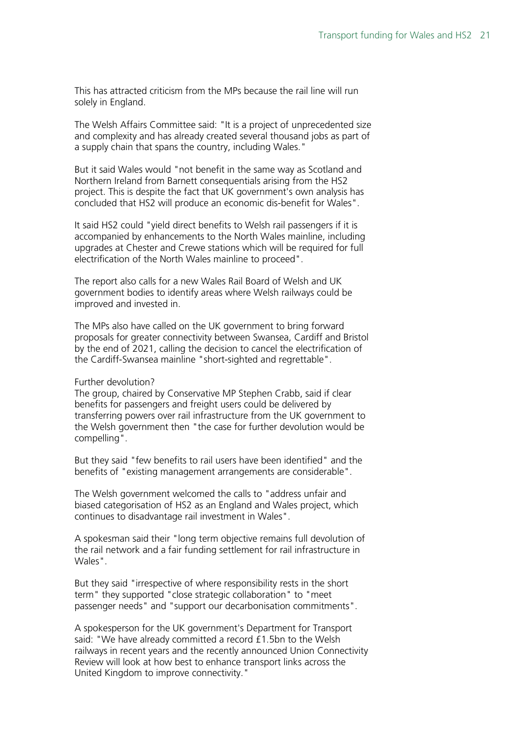This has attracted criticism from the MPs because the rail line will run solely in England.

The Welsh Affairs Committee said: "It is a project of unprecedented size and complexity and has already created several thousand jobs as part of a supply chain that spans the country, including Wales."

But it said Wales would "not benefit in the same way as Scotland and Northern Ireland from Barnett consequentials arising from the HS2 project. This is despite the fact that UK government's own analysis has concluded that HS2 will produce an economic dis-benefit for Wales".

It said HS2 could "yield direct benefits to Welsh rail passengers if it is accompanied by enhancements to the North Wales mainline, including upgrades at Chester and Crewe stations which will be required for full electrification of the North Wales mainline to proceed".

The report also calls for a new Wales Rail Board of Welsh and UK government bodies to identify areas where Welsh railways could be improved and invested in.

The MPs also have called on the UK government to bring forward proposals for greater connectivity between Swansea, Cardiff and Bristol by the end of 2021, calling the decision to cancel the electrification of the Cardiff-Swansea mainline "short-sighted and regrettable".

Further devolution?

The group, chaired by Conservative MP Stephen Crabb, said if clear benefits for passengers and freight users could be delivered by transferring powers over rail infrastructure from the UK government to the Welsh government then "the case for further devolution would be compelling".

But they said "few benefits to rail users have been identified" and the benefits of "existing management arrangements are considerable".

The Welsh government welcomed the calls to "address unfair and biased categorisation of HS2 as an England and Wales project, which continues to disadvantage rail investment in Wales".

A spokesman said their "long term objective remains full devolution of the rail network and a fair funding settlement for rail infrastructure in Wales".

But they said "irrespective of where responsibility rests in the short term" they supported "close strategic collaboration" to "meet passenger needs" and "support our decarbonisation commitments".

A spokesperson for the UK government's Department for Transport said: "We have already committed a record £1.5bn to the Welsh railways in recent years and the recently announced Union Connectivity Review will look at how best to enhance transport links across the United Kingdom to improve connectivity."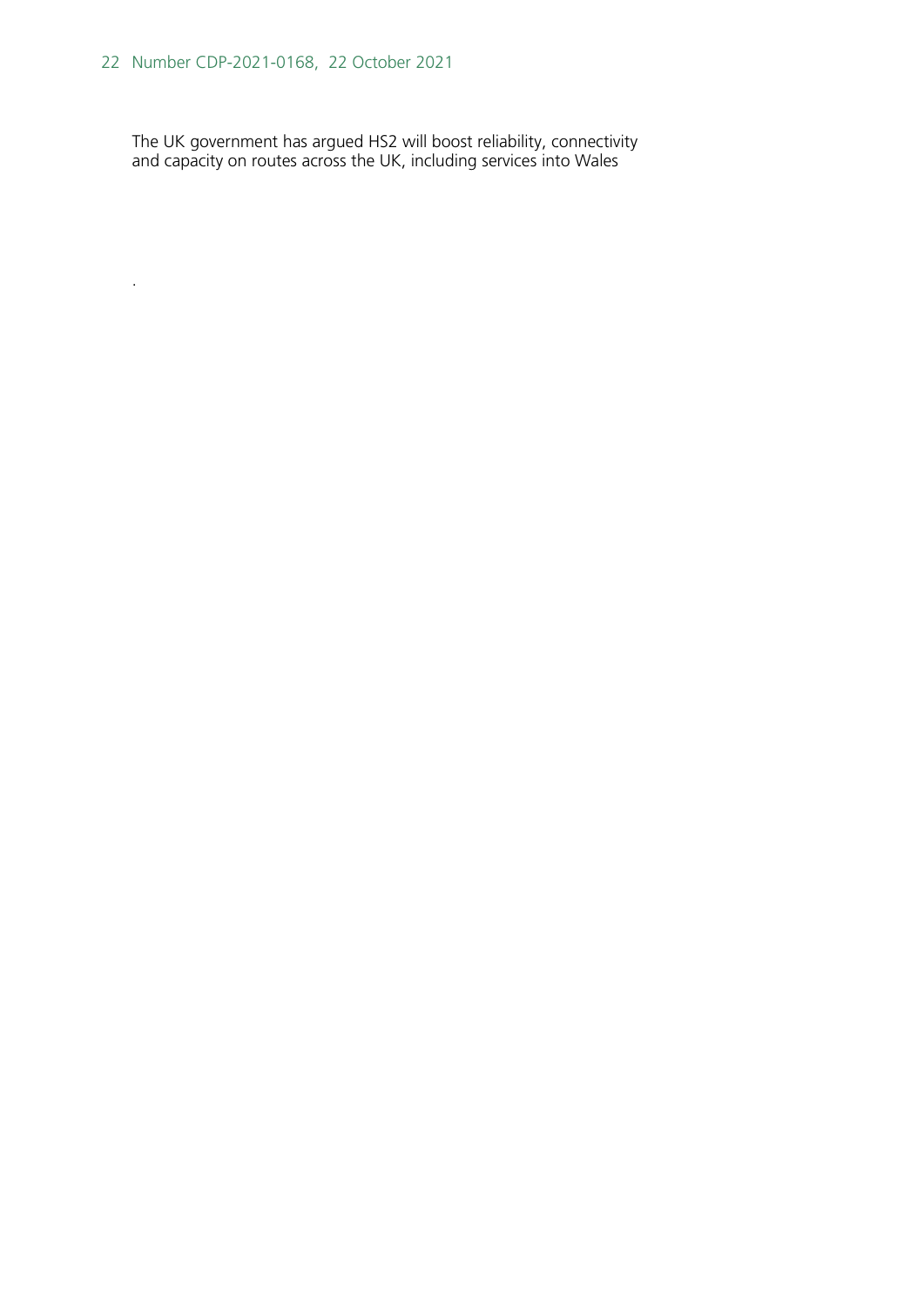The UK government has argued HS2 will boost reliability, connectivity and capacity on routes across the UK, including services into Wales

.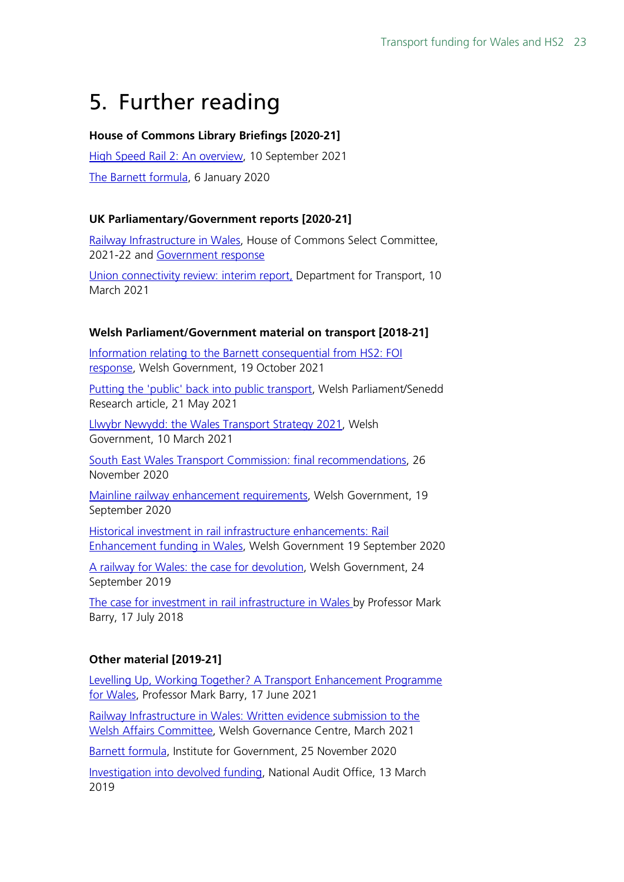# 5. Further reading

**House of Commons Library Briefings [2020-21]**

High Speed Rail 2: An overview, 10 September 2021

The Barnett formula, 6 January 2020

**UK Parliamentary/Government reports [2020-21]**

Railway Infrastructure in Wales, House of Commons Select Committee, 2021-22 and Government response

Union connectivity review: interim report, Department for Transport, 10 March 2021

**Welsh Parliament/Government material on transport [2018-21]**

Information relating to the Barnett consequential from HS2: FOI response, Welsh Government, 19 October 2021

Putting the 'public' back into public transport, Welsh Parliament/Senedd Research article, 21 May 2021

Llwybr Newydd: the Wales Transport Strategy 2021, Welsh Government, 10 March 2021

South East Wales Transport Commission: final recommendations, 26 November 2020

Mainline railway enhancement requirements, Welsh Government, 19 September 2020

Historical investment in rail infrastructure enhancements: Rail Enhancement funding in Wales, Welsh Government 19 September 2020

A railway for Wales: the case for devolution, Welsh Government, 24 September 2019

The case for investment in rail infrastructure in Wales by Professor Mark Barry, 17 July 2018

**Other material [2019-21]**

Levelling Up, Working Together? A Transport Enhancement Programme for Wales, Professor Mark Barry, 17 June 2021

Railway Infrastructure in Wales: Written evidence submission to the Welsh Affairs Committee, Welsh Governance Centre, March 2021

Barnett formula, Institute for Government, 25 November 2020

Investigation into devolved funding, National Audit Office, 13 March 2019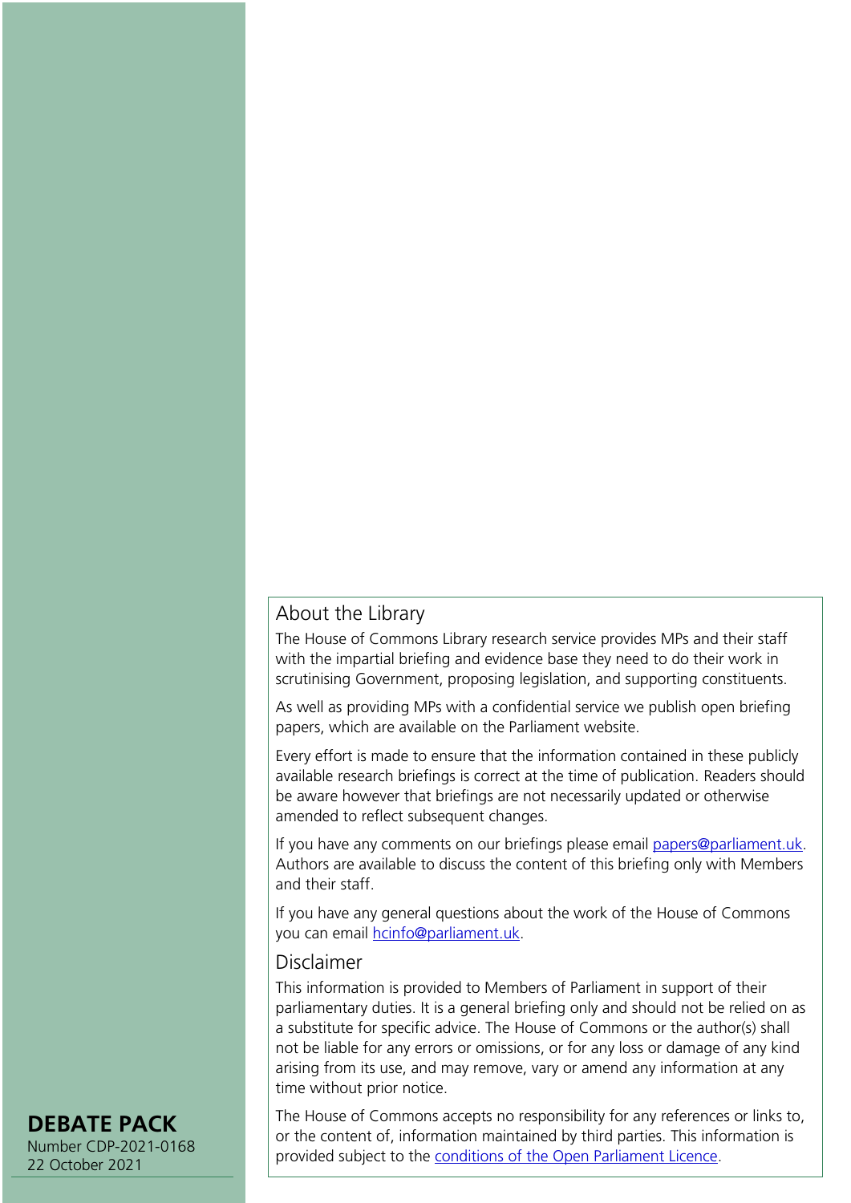## About the Library

The House of Commons Library research service provides MPs and their staff with the impartial briefing and evidence base they need to do their work in scrutinising Government, proposing legislation, and supporting constituents.

As well as providing MPs with a confidential service we publish open briefing papers, which are available on the Parliament website.

Every effort is made to ensure that the information contained in these publicly available research briefings is correct at the time of publication. Readers should be aware however that briefings are not necessarily updated or otherwise amended to reflect subsequent changes.

If you have any comments on our briefings please email papers@parliament.uk. Authors are available to discuss the content of this briefing only with Members and their staff.

If you have any general questions about the work of the House of Commons you can email hcinfo@parliament.uk.

## Disclaimer

This information is provided to Members of Parliament in support of their parliamentary duties. It is a general briefing only and should not be relied on as a substitute for specific advice. The House of Commons or the author(s) shall not be liable for any errors or omissions, or for any loss or damage of any kind arising from its use, and may remove, vary or amend any information at any time without prior notice.

The House of Commons accepts no responsibility for any references or links to, or the content of, information maintained by third parties. This information is provided subject to the conditions of the Open Parliament Licence.

**DEBATE PACK**

Number CDP-2021-0168

22 October 2021